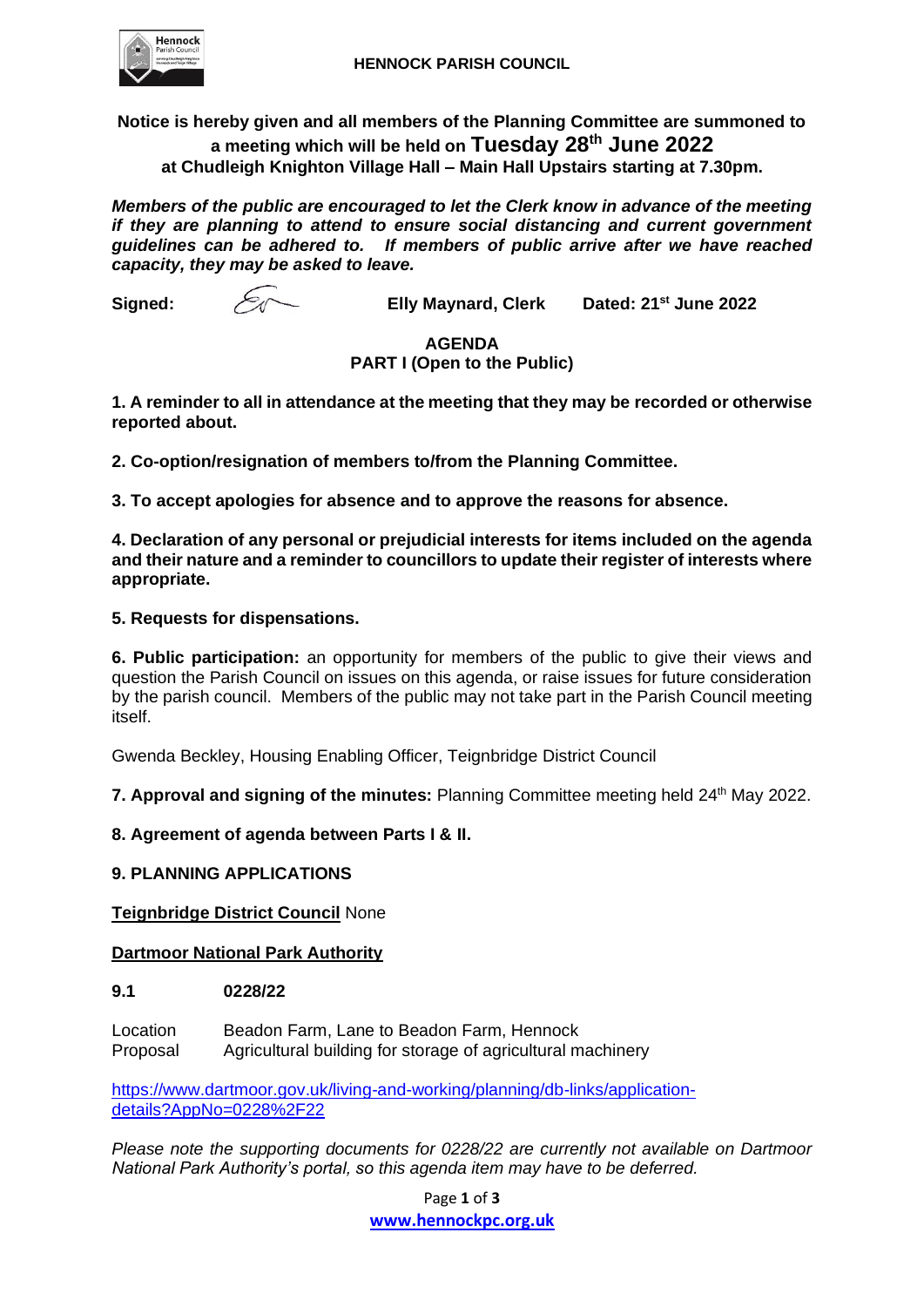**HENNOCK PARISH COUNCIL**

**Notice is hereby given and all members of the Planning Committee are summoned to a meeting which will be held on Tuesday 28th June 2022 at Chudleigh Knighton Village Hall – Main Hall Upstairs starting at 7.30pm.**

***Members of the public are encouraged to let the Clerk know in advance of the meeting if they are planning to attend to ensure social distancing and current government guidelines can be adhered to. If members of public arrive after we have reached capacity, they may be asked to leave.***

**Signed:** **Elly Maynard, Clerk** **Dated: 21st June 2022**

## AGENDA
### PART I (Open to the Public)

**1. A reminder to all in attendance at the meeting that they may be recorded or otherwise reported about.**

**2. Co-option/resignation of members to/from the Planning Committee.**

**3. To accept apologies for absence and to approve the reasons for absence.**

**4. Declaration of any personal or prejudicial interests for items included on the agenda and their nature and a reminder to councillors to update their register of interests where appropriate.**

**5. Requests for dispensations.**

**6. Public participation:** an opportunity for members of the public to give their views and question the Parish Council on issues on this agenda, or raise issues for future consideration by the parish council. Members of the public may not take part in the Parish Council meeting itself.

Gwenda Beckley, Housing Enabling Officer, Teignbridge District Council

**7. Approval and signing of the minutes:** Planning Committee meeting held 24th May 2022.

**8. Agreement of agenda between Parts I & II.**

**9. PLANNING APPLICATIONS**

**Teignbridge District Council** None

**Dartmoor National Park Authority**

**9.1 0228/22**

Location Beadon Farm, Lane to Beadon Farm, Hennock
Proposal Agricultural building for storage of agricultural machinery

https://www.dartmoor.gov.uk/living-and-working/planning/db-links/application-details?AppNo=0228%2F22

*Please note the supporting documents for 0228/22 are currently not available on Dartmoor National Park Authority's portal, so this agenda item may have to be deferred.*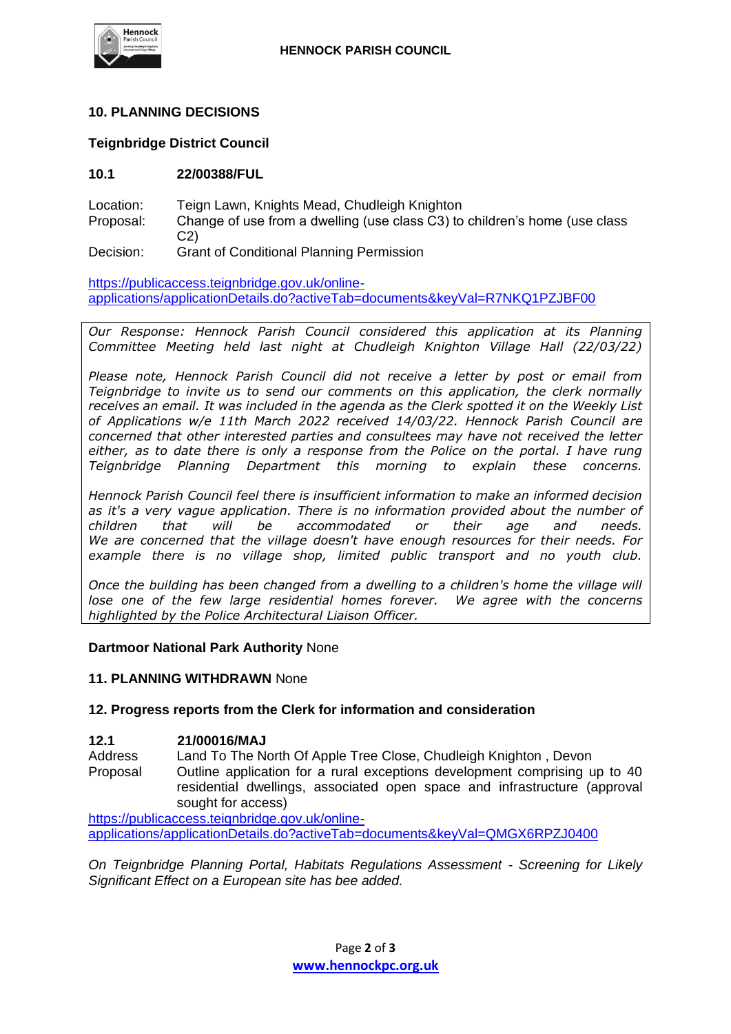## 10. PLANNING DECISIONS

### Teignbridge District Council

**10.1 22/00388/FUL**

Location: Teign Lawn, Knights Mead, Chudleigh Knighton
Proposal: Change of use from a dwelling (use class C3) to children's home (use class C2)
Decision: Grant of Conditional Planning Permission

https://publicaccess.teignbridge.gov.uk/online-applications/applicationDetails.do?activeTab=documents&keyVal=R7NKQ1PZJBF00

*Our Response: Hennock Parish Council considered this application at its Planning Committee Meeting held last night at Chudleigh Knighton Village Hall (22/03/22)*

*Please note, Hennock Parish Council did not receive a letter by post or email from Teignbridge to invite us to send our comments on this application, the clerk normally receives an email. It was included in the agenda as the Clerk spotted it on the Weekly List of Applications w/e 11th March 2022 received 14/03/22. Hennock Parish Council are concerned that other interested parties and consultees may have not received the letter either, as to date there is only a response from the Police on the portal. I have rung Teignbridge Planning Department this morning to explain these concerns.*

*Hennock Parish Council feel there is insufficient information to make an informed decision as it's a very vague application. There is no information provided about the number of children that will be accommodated or their age and needs. We are concerned that the village doesn't have enough resources for their needs. For example there is no village shop, limited public transport and no youth club.*

*Once the building has been changed from a dwelling to a children's home the village will lose one of the few large residential homes forever. We agree with the concerns highlighted by the Police Architectural Liaison Officer.*

**Dartmoor National Park Authority** None

**11. PLANNING WITHDRAWN** None

**12. Progress reports from the Clerk for information and consideration**

**12.1 21/00016/MAJ**
Address: Land To The North Of Apple Tree Close, Chudleigh Knighton , Devon
Proposal: Outline application for a rural exceptions development comprising up to 40 residential dwellings, associated open space and infrastructure (approval sought for access)

https://publicaccess.teignbridge.gov.uk/online-applications/applicationDetails.do?activeTab=documents&keyVal=QMGX6RPZJ0400

*On Teignbridge Planning Portal, Habitats Regulations Assessment - Screening for Likely Significant Effect on a European site has bee added.*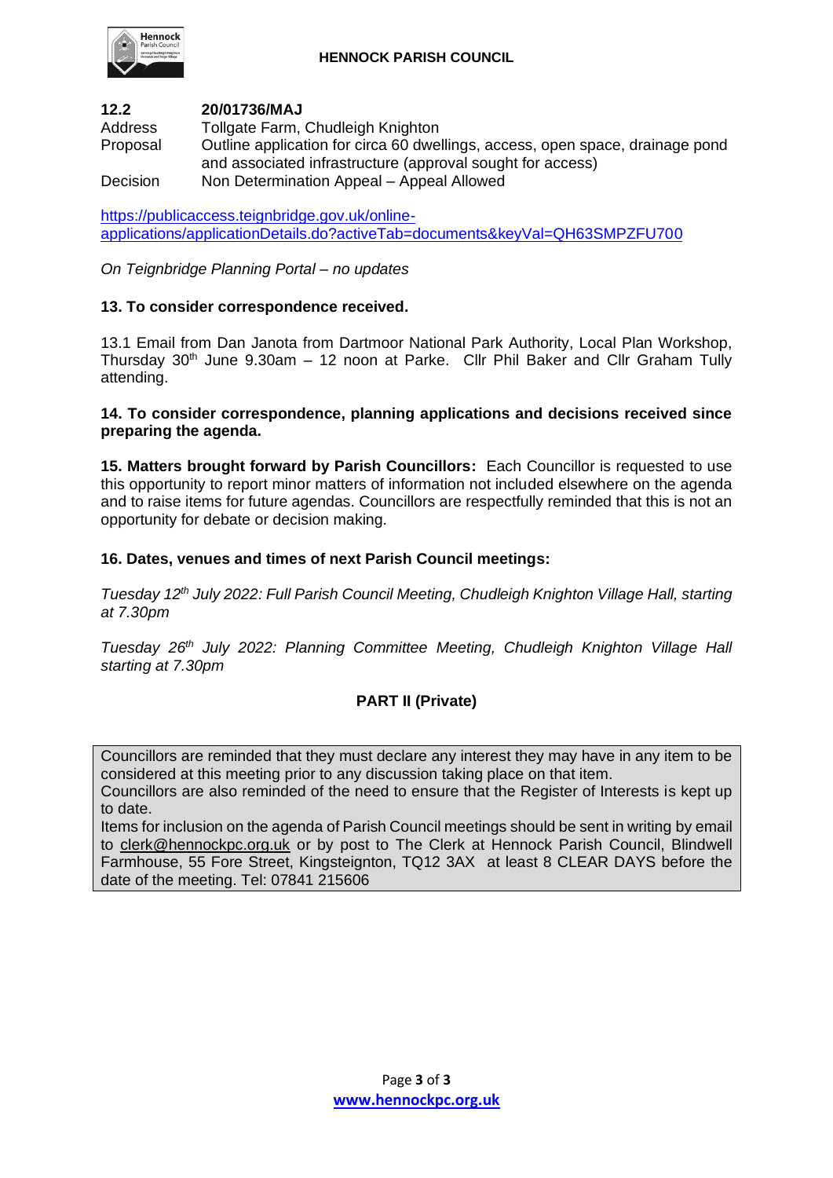| | |
|---|---|
| **12.2** | **20/01736/MAJ** |
| Address | Tollgate Farm, Chudleigh Knighton |
| Proposal | Outline application for circa 60 dwellings, access, open space, drainage pond and associated infrastructure (approval sought for access) |
| Decision | Non Determination Appeal – Appeal Allowed |

https://publicaccess.teignbridge.gov.uk/online-applications/applicationDetails.do?activeTab=documents&keyVal=QH63SMPZFU700

*On Teignbridge Planning Portal – no updates*

**13. To consider correspondence received.**

13.1 Email from Dan Janota from Dartmoor National Park Authority, Local Plan Workshop, Thursday 30th June 9.30am – 12 noon at Parke. Cllr Phil Baker and Cllr Graham Tully attending.

**14. To consider correspondence, planning applications and decisions received since preparing the agenda.**

**15. Matters brought forward by Parish Councillors:** Each Councillor is requested to use this opportunity to report minor matters of information not included elsewhere on the agenda and to raise items for future agendas. Councillors are respectfully reminded that this is not an opportunity for debate or decision making.

**16. Dates, venues and times of next Parish Council meetings:**

*Tuesday 12th July 2022: Full Parish Council Meeting, Chudleigh Knighton Village Hall, starting at 7.30pm*

*Tuesday 26th July 2022: Planning Committee Meeting, Chudleigh Knighton Village Hall starting at 7.30pm*

**PART II (Private)**

Councillors are reminded that they must declare any interest they may have in any item to be considered at this meeting prior to any discussion taking place on that item.
Councillors are also reminded of the need to ensure that the Register of Interests is kept up to date.
Items for inclusion on the agenda of Parish Council meetings should be sent in writing by email to clerk@hennockpc.org.uk or by post to The Clerk at Hennock Parish Council, Blindwell Farmhouse, 55 Fore Street, Kingsteignton, TQ12 3AX at least 8 CLEAR DAYS before the date of the meeting. Tel: 07841 215606